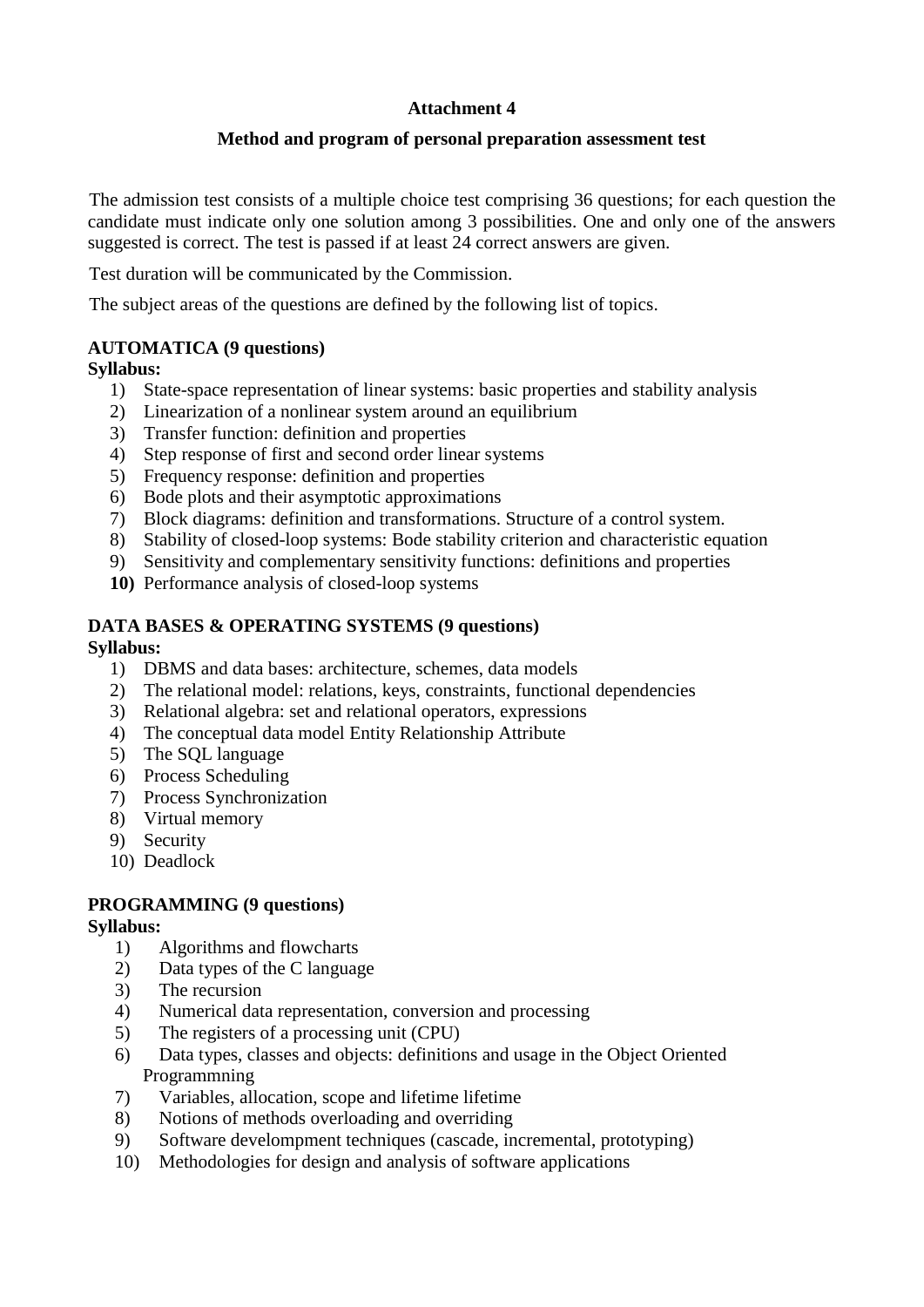**Attachment 4**

**Method and program of personal preparation assessment test**

The admission test consists of a multiple choice test comprising 36 questions; for each question the candidate must indicate only one solution among 3 possibilities. One and only one of the answers suggested is correct. The test is passed if at least 24 correct answers are given.

Test duration will be communicated by the Commission.

The subject areas of the questions are defined by the following list of topics.

**AUTOMATICA (9 questions)**
**Syllabus:**

1) State-space representation of linear systems: basic properties and stability analysis
2) Linearization of a nonlinear system around an equilibrium
3) Transfer function: definition and properties
4) Step response of first and second order linear systems
5) Frequency response: definition and properties
6) Bode plots and their asymptotic approximations
7) Block diagrams: definition and transformations. Structure of a control system.
8) Stability of closed-loop systems: Bode stability criterion and characteristic equation
9) Sensitivity and complementary sensitivity functions: definitions and properties
10) Performance analysis of closed-loop systems

**DATA BASES & OPERATING SYSTEMS (9 questions)**
**Syllabus:**

1) DBMS and data bases: architecture, schemes, data models
2) The relational model: relations, keys, constraints, functional dependencies
3) Relational algebra: set and relational operators, expressions
4) The conceptual data model Entity Relationship Attribute
5) The SQL language
6) Process Scheduling
7) Process Synchronization
8) Virtual memory
9) Security
10) Deadlock

**PROGRAMMING (9 questions)**
**Syllabus:**

1) Algorithms and flowcharts
2) Data types of the C language
3) The recursion
4) Numerical data representation, conversion and processing
5) The registers of a processing unit (CPU)
6) Data types, classes and objects: definitions and usage in the Object Oriented Programmning
7) Variables, allocation, scope and lifetime lifetime
8) Notions of methods overloading and overriding
9) Software develompment techniques (cascade, incremental, prototyping)
10) Methodologies for design and analysis of software applications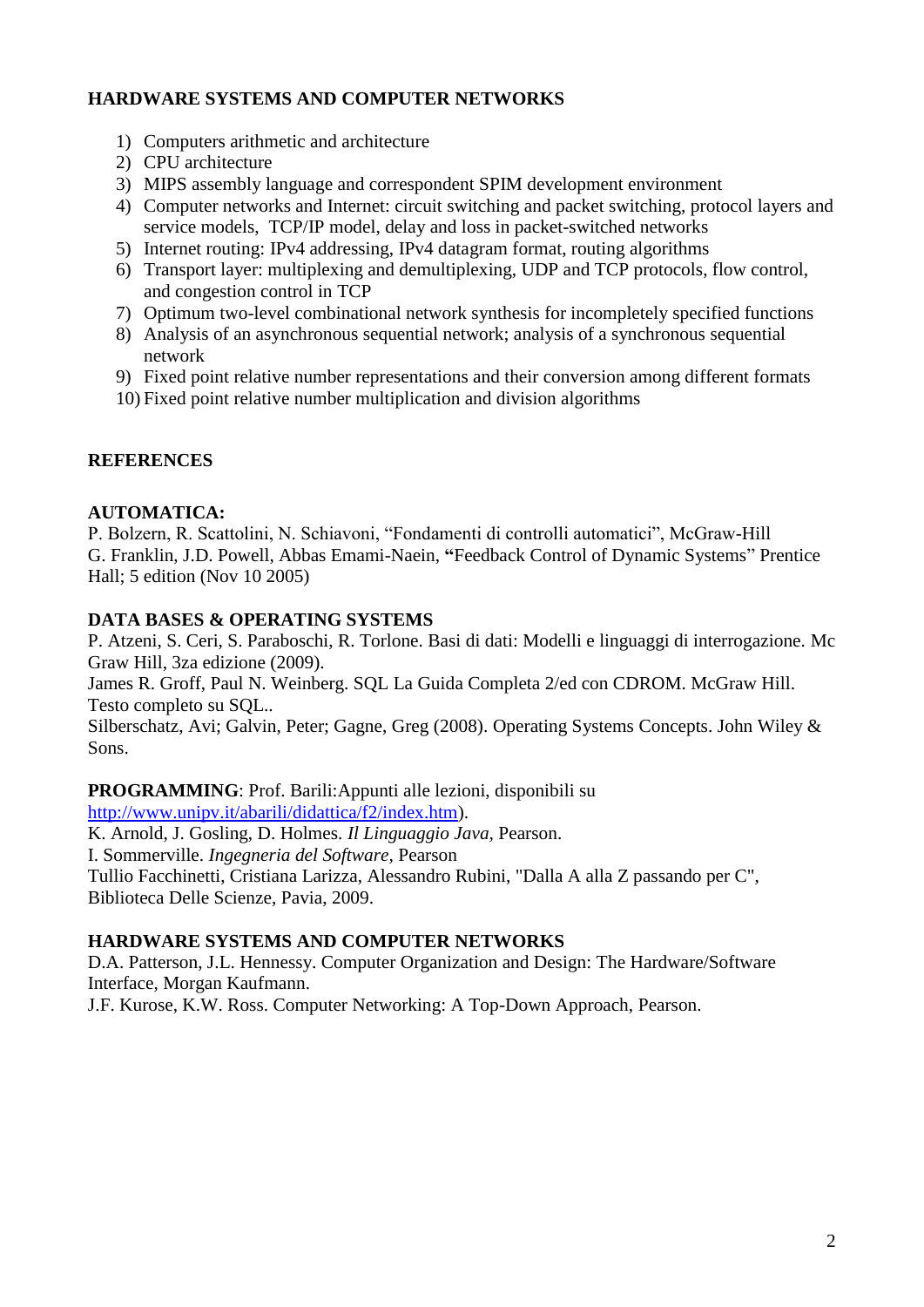**HARDWARE SYSTEMS AND COMPUTER NETWORKS**

1) Computers arithmetic and architecture
2) CPU architecture
3) MIPS assembly language and correspondent SPIM development environment
4) Computer networks and Internet: circuit switching and packet switching, protocol layers and service models, TCP/IP model, delay and loss in packet-switched networks
5) Internet routing: IPv4 addressing, IPv4 datagram format, routing algorithms
6) Transport layer: multiplexing and demultiplexing, UDP and TCP protocols, flow control, and congestion control in TCP
7) Optimum two-level combinational network synthesis for incompletely specified functions
8) Analysis of an asynchronous sequential network; analysis of a synchronous sequential network
9) Fixed point relative number representations and their conversion among different formats
10) Fixed point relative number multiplication and division algorithms

**REFERENCES**

**AUTOMATICA:**
P. Bolzern, R. Scattolini, N. Schiavoni, "Fondamenti di controlli automatici", McGraw-Hill
G. Franklin, J.D. Powell, Abbas Emami-Naein, **"**Feedback Control of Dynamic Systems" Prentice Hall; 5 edition (Nov 10 2005)

**DATA BASES & OPERATING SYSTEMS**
P. Atzeni, S. Ceri, S. Paraboschi, R. Torlone. Basi di dati: Modelli e linguaggi di interrogazione. Mc Graw Hill, 3za edizione (2009).
James R. Groff, Paul N. Weinberg. SQL La Guida Completa 2/ed con CDROM. McGraw Hill. Testo completo su SQL..
Silberschatz, Avi; Galvin, Peter; Gagne, Greg (2008). Operating Systems Concepts. John Wiley & Sons.

**PROGRAMMING**: Prof. Barili:Appunti alle lezioni, disponibili su http://www.unipv.it/abarili/didattica/f2/index.htm).
K. Arnold, J. Gosling, D. Holmes. *Il Linguaggio Java*, Pearson.
I. Sommerville. *Ingegneria del Software*, Pearson
Tullio Facchinetti, Cristiana Larizza, Alessandro Rubini, "Dalla A alla Z passando per C", Biblioteca Delle Scienze, Pavia, 2009.

**HARDWARE SYSTEMS AND COMPUTER NETWORKS**
D.A. Patterson, J.L. Hennessy. Computer Organization and Design: The Hardware/Software Interface, Morgan Kaufmann.
J.F. Kurose, K.W. Ross. Computer Networking: A Top-Down Approach, Pearson.